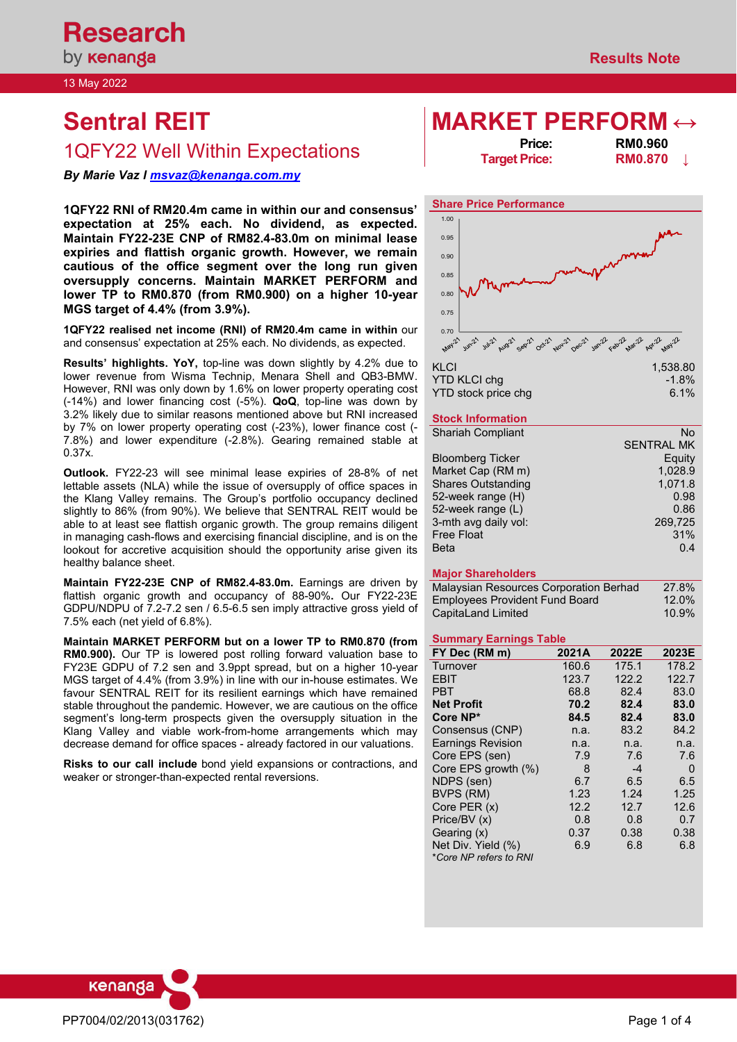Research by kenanga

Results Note

13 May 2022

# Sentral REIT

## 1QFY22 Well Within Expectations

***By Marie Vaz I msvaz@kenanga.com.my***

# MARKET PERFORM ↔

**Price:** **RM0.960**

**Target Price:** **RM0.870** ↓

**1QFY22 RNI of RM20.4m came in within our and consensus' expectation at 25% each. No dividend, as expected. Maintain FY22-23E CNP of RM82.4-83.0m on minimal lease expiries and flattish organic growth. However, we remain cautious of the office segment over the long run given oversupply concerns. Maintain MARKET PERFORM and lower TP to RM0.870 (from RM0.900) on a higher 10-year MGS target of 4.4% (from 3.9%).**

**1QFY22 realised net income (RNI) of RM20.4m came in within** our and consensus' expectation at 25% each. No dividends, as expected.

**Results' highlights. YoY,** top-line was down slightly by 4.2% due to lower revenue from Wisma Technip, Menara Shell and QB3-BMW. However, RNI was only down by 1.6% on lower property operating cost (-14%) and lower financing cost (-5%). **QoQ**, top-line was down by 3.2% likely due to similar reasons mentioned above but RNI increased by 7% on lower property operating cost (-23%), lower finance cost (-7.8%) and lower expenditure (-2.8%). Gearing remained stable at 0.37x.

**Outlook.** FY22-23 will see minimal lease expiries of 28-8% of net lettable assets (NLA) while the issue of oversupply of office spaces in the Klang Valley remains. The Group's portfolio occupancy declined slightly to 86% (from 90%). We believe that SENTRAL REIT would be able to at least see flattish organic growth. The group remains diligent in managing cash-flows and exercising financial discipline, and is on the lookout for accretive acquisition should the opportunity arise given its healthy balance sheet.

**Maintain FY22-23E CNP of RM82.4-83.0m.** Earnings are driven by flattish organic growth and occupancy of 88-90%**.** Our FY22-23E GDPU/NDPU of 7.2-7.2 sen / 6.5-6.5 sen imply attractive gross yield of 7.5% each (net yield of 6.8%).

**Maintain MARKET PERFORM but on a lower TP to RM0.870 (from RM0.900).** Our TP is lowered post rolling forward valuation base to FY23E GDPU of 7.2 sen and 3.9ppt spread, but on a higher 10-year MGS target of 4.4% (from 3.9%) in line with our in-house estimates. We favour SENTRAL REIT for its resilient earnings which have remained stable throughout the pandemic. However, we are cautious on the office segment's long-term prospects given the oversupply situation in the Klang Valley and viable work-from-home arrangements which may decrease demand for office spaces - already factored in our valuations.

**Risks to our call include** bond yield expansions or contractions, and weaker or stronger-than-expected rental reversions.

### Share Price Performance

| | |
|---|---|
| KLCI | 1,538.80 |
| YTD KLCI chg | -1.8% |
| YTD stock price chg | 6.1% |

### Stock Information

| | |
|---|---|
| Shariah Compliant | No |
| Bloomberg Ticker | SENTRAL MK Equity |
| Market Cap (RM m) | 1,028.9 |
| Shares Outstanding | 1,071.8 |
| 52-week range (H) | 0.98 |
| 52-week range (L) | 0.86 |
| 3-mth avg daily vol: | 269,725 |
| Free Float | 31% |
| Beta | 0.4 |

### Major Shareholders

| | |
|---|---|
| Malaysian Resources Corporation Berhad | 27.8% |
| Employees Provident Fund Board | 12.0% |
| CapitaLand Limited | 10.9% |

### Summary Earnings Table

| FY Dec (RM m) | 2021A | 2022E | 2023E |
|---|---|---|---|
| Turnover | 160.6 | 175.1 | 178.2 |
| EBIT | 123.7 | 122.2 | 122.7 |
| PBT | 68.8 | 82.4 | 83.0 |
| **Net Profit** | **70.2** | **82.4** | **83.0** |
| **Core NP*** | **84.5** | **82.4** | **83.0** |
| Consensus (CNP) | n.a. | 83.2 | 84.2 |
| Earnings Revision | n.a. | n.a. | n.a. |
| Core EPS (sen) | 7.9 | 7.6 | 7.6 |
| Core EPS growth (%) | 8 | -4 | 0 |
| NDPS (sen) | 6.7 | 6.5 | 6.5 |
| BVPS (RM) | 1.23 | 1.24 | 1.25 |
| Core PER (x) | 12.2 | 12.7 | 12.6 |
| Price/BV (x) | 0.8 | 0.8 | 0.7 |
| Gearing (x) | 0.37 | 0.38 | 0.38 |
| Net Div. Yield (%) | 6.9 | 6.8 | 6.8 |

*\*Core NP refers to RNI*

PP7004/02/2013(031762)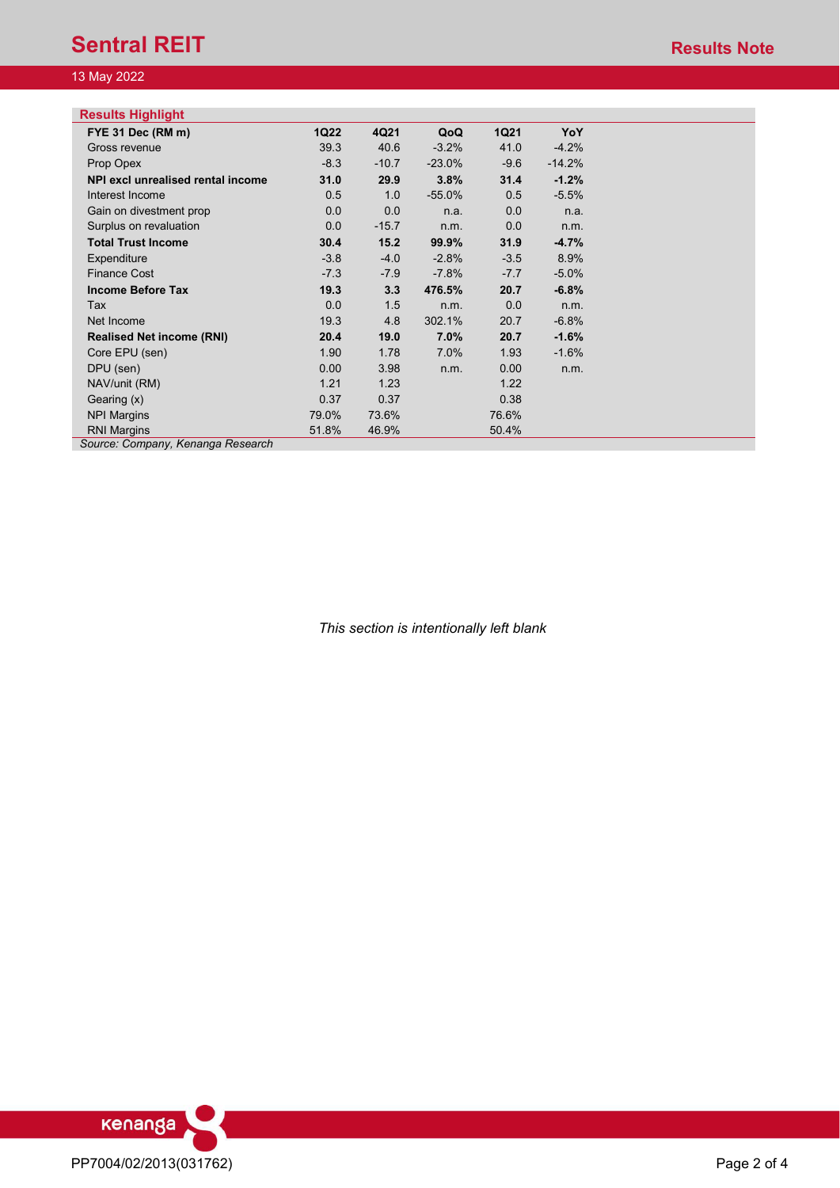## Results Highlight

| FYE 31 Dec (RM m) | 1Q22 | 4Q21 | QoQ | 1Q21 | YoY |
|---|---|---|---|---|---|
| Gross revenue | 39.3 | 40.6 | -3.2% | 41.0 | -4.2% |
| Prop Opex | -8.3 | -10.7 | -23.0% | -9.6 | -14.2% |
| **NPI excl unrealised rental income** | **31.0** | **29.9** | **3.8%** | **31.4** | **-1.2%** |
| Interest Income | 0.5 | 1.0 | -55.0% | 0.5 | -5.5% |
| Gain on divestment prop | 0.0 | 0.0 | n.a. | 0.0 | n.a. |
| Surplus on revaluation | 0.0 | -15.7 | n.m. | 0.0 | n.m. |
| **Total Trust Income** | **30.4** | **15.2** | **99.9%** | **31.9** | **-4.7%** |
| Expenditure | -3.8 | -4.0 | -2.8% | -3.5 | 8.9% |
| Finance Cost | -7.3 | -7.9 | -7.8% | -7.7 | -5.0% |
| **Income Before Tax** | **19.3** | **3.3** | **476.5%** | **20.7** | **-6.8%** |
| Tax | 0.0 | 1.5 | n.m. | 0.0 | n.m. |
| Net Income | 19.3 | 4.8 | 302.1% | 20.7 | -6.8% |
| **Realised Net income (RNI)** | **20.4** | **19.0** | **7.0%** | **20.7** | **-1.6%** |
| Core EPU (sen) | 1.90 | 1.78 | 7.0% | 1.93 | -1.6% |
| DPU (sen) | 0.00 | 3.98 | n.m. | 0.00 | n.m. |
| NAV/unit (RM) | 1.21 | 1.23 | | 1.22 | |
| Gearing (x) | 0.37 | 0.37 | | 0.38 | |
| NPI Margins | 79.0% | 73.6% | | 76.6% | |
| RNI Margins | 51.8% | 46.9% | | 50.4% | |

*Source: Company, Kenanga Research*

*This section is intentionally left blank*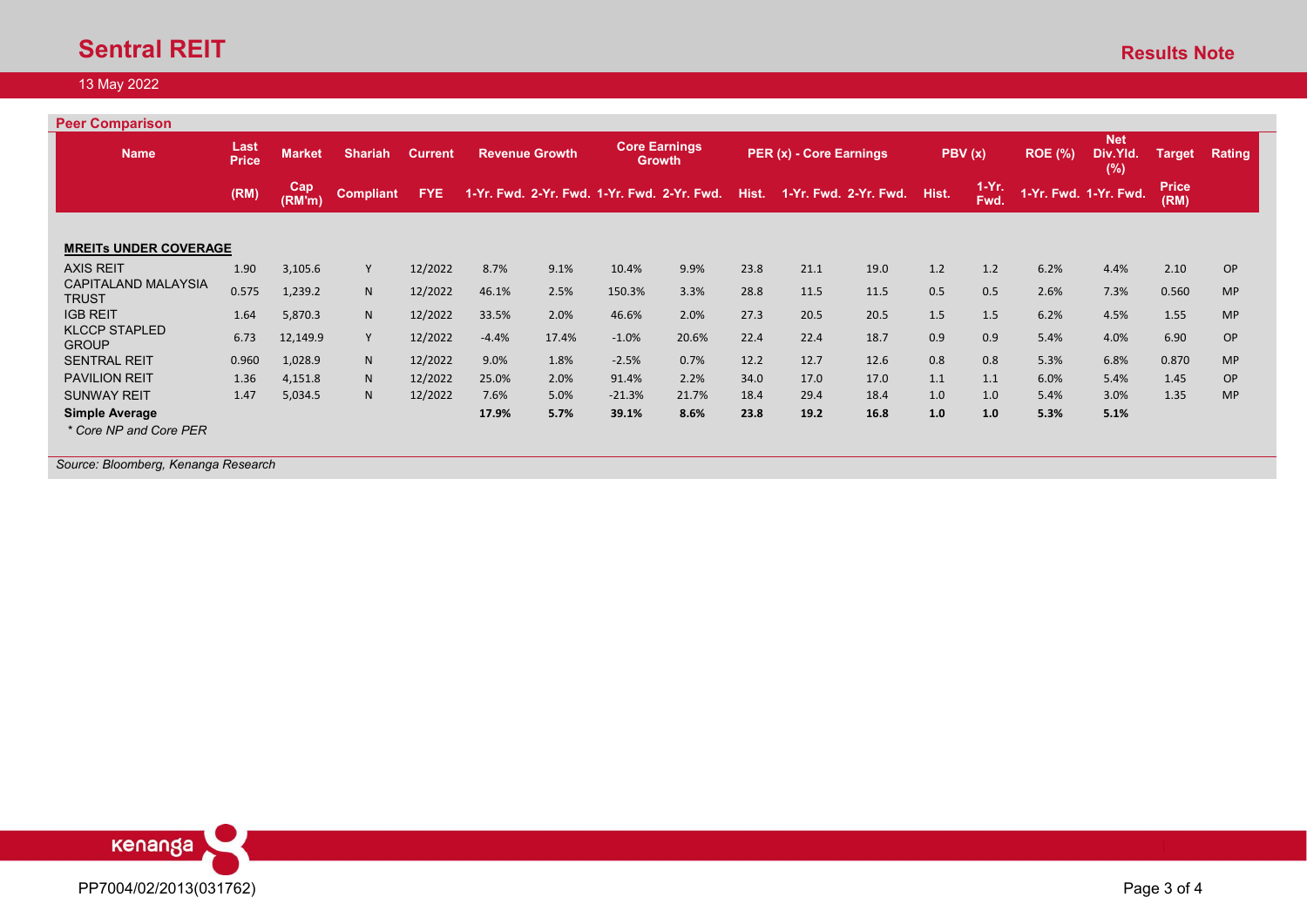## Peer Comparison

| Name | Last Price | Market | Shariah | Current | Revenue Growth | | Core Earnings Growth | | PER (x) - Core Earnings | | | PBV (x) | | ROE (%) | Net Div.Yld. (%) | Target | Rating |
|---|---|---|---|---|---|---|---|---|---|---|---|---|---|---|---|---|---|
| | (RM) | Cap (RM'm) | Compliant | FYE | 1-Yr. Fwd. | 2-Yr. Fwd. | 1-Yr. Fwd. | 2-Yr. Fwd. | Hist. | 1-Yr. Fwd. | 2-Yr. Fwd. | Hist. | 1-Yr. Fwd. | 1-Yr. Fwd. | 1-Yr. Fwd. | Price (RM) | |
| **MREITs UNDER COVERAGE** | | | | | | | | | | | | | | | | | |
| AXIS REIT | 1.90 | 3,105.6 | Y | 12/2022 | 8.7% | 9.1% | 10.4% | 9.9% | 23.8 | 21.1 | 19.0 | 1.2 | 1.2 | 6.2% | 4.4% | 2.10 | OP |
| CAPITALAND MALAYSIA TRUST | 0.575 | 1,239.2 | N | 12/2022 | 46.1% | 2.5% | 150.3% | 3.3% | 28.8 | 11.5 | 11.5 | 0.5 | 0.5 | 2.6% | 7.3% | 0.560 | MP |
| IGB REIT | 1.64 | 5,870.3 | N | 12/2022 | 33.5% | 2.0% | 46.6% | 2.0% | 27.3 | 20.5 | 20.5 | 1.5 | 1.5 | 6.2% | 4.5% | 1.55 | MP |
| KLCCP STAPLED GROUP | 6.73 | 12,149.9 | Y | 12/2022 | -4.4% | 17.4% | -1.0% | 20.6% | 22.4 | 22.4 | 18.7 | 0.9 | 0.9 | 5.4% | 4.0% | 6.90 | OP |
| SENTRAL REIT | 0.960 | 1,028.9 | N | 12/2022 | 9.0% | 1.8% | -2.5% | 0.7% | 12.2 | 12.7 | 12.6 | 0.8 | 0.8 | 5.3% | 6.8% | 0.870 | MP |
| PAVILION REIT | 1.36 | 4,151.8 | N | 12/2022 | 25.0% | 2.0% | 91.4% | 2.2% | 34.0 | 17.0 | 17.0 | 1.1 | 1.1 | 6.0% | 5.4% | 1.45 | OP |
| SUNWAY REIT | 1.47 | 5,034.5 | N | 12/2022 | 7.6% | 5.0% | -21.3% | 21.7% | 18.4 | 29.4 | 18.4 | 1.0 | 1.0 | 5.4% | 3.0% | 1.35 | MP |
| **Simple Average** | | | | | **17.9%** | **5.7%** | **39.1%** | **8.6%** | **23.8** | **19.2** | **16.8** | **1.0** | **1.0** | **5.3%** | **5.1%** | | |

*\* Core NP and Core PER*

*Source: Bloomberg, Kenanga Research*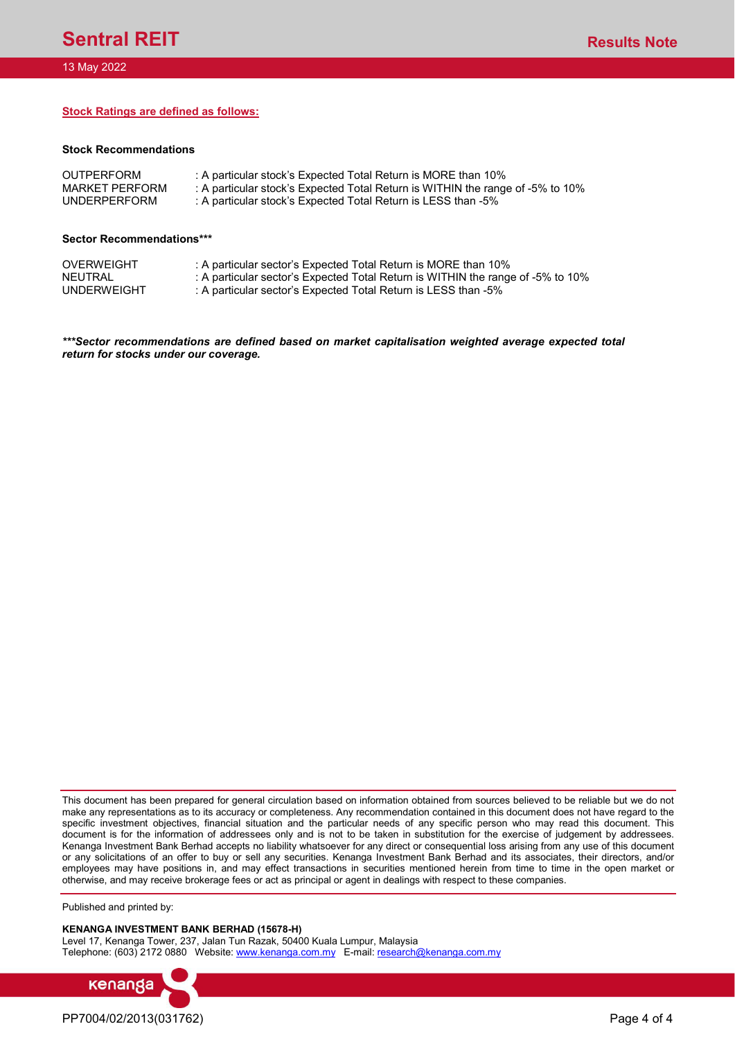**Stock Ratings are defined as follows:**

**Stock Recommendations**

| | |
|---|---|
| OUTPERFORM | : A particular stock's Expected Total Return is MORE than 10% |
| MARKET PERFORM | : A particular stock's Expected Total Return is WITHIN the range of -5% to 10% |
| UNDERPERFORM | : A particular stock's Expected Total Return is LESS than -5% |

**Sector Recommendations*****

| | |
|---|---|
| OVERWEIGHT | : A particular sector's Expected Total Return is MORE than 10% |
| NEUTRAL | : A particular sector's Expected Total Return is WITHIN the range of -5% to 10% |
| UNDERWEIGHT | : A particular sector's Expected Total Return is LESS than -5% |

***\*\*\*Sector recommendations are defined based on market capitalisation weighted average expected total return for stocks under our coverage.***

This document has been prepared for general circulation based on information obtained from sources believed to be reliable but we do not make any representations as to its accuracy or completeness. Any recommendation contained in this document does not have regard to the specific investment objectives, financial situation and the particular needs of any specific person who may read this document. This document is for the information of addressees only and is not to be taken in substitution for the exercise of judgement by addressees. Kenanga Investment Bank Berhad accepts no liability whatsoever for any direct or consequential loss arising from any use of this document or any solicitations of an offer to buy or sell any securities. Kenanga Investment Bank Berhad and its associates, their directors, and/or employees may have positions in, and may effect transactions in securities mentioned herein from time to time in the open market or otherwise, and may receive brokerage fees or act as principal or agent in dealings with respect to these companies.

Published and printed by:

**KENANGA INVESTMENT BANK BERHAD (15678-H)**
Level 17, Kenanga Tower, 237, Jalan Tun Razak, 50400 Kuala Lumpur, Malaysia
Telephone: (603) 2172 0880 Website: www.kenanga.com.my E-mail: research@kenanga.com.my

PP7004/02/2013(031762)